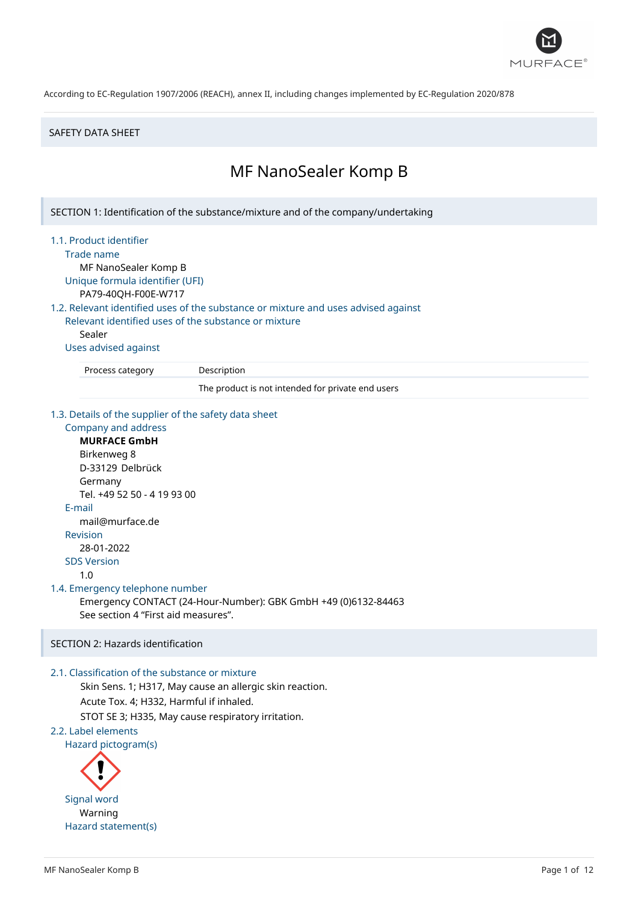According to EC-Regulation 1907/2006 (REACH), annex II, including changes implemented by EC-Regulation 2020/878

SAFETY DATA SHEET

# MF NanoSealer Komp B

## SECTION 1: Identification of the substance/mixture and of the company/undertaking

### 1.1. Product identifier

**Trade name**

MF NanoSealer Komp B

**Unique formula identifier (UFI)**

PA79-40QH-F00E-W717

### 1.2. Relevant identified uses of the substance or mixture and uses advised against

**Relevant identified uses of the substance or mixture**

Sealer

**Uses advised against**

| Process category | Description |
|---|---|
| | The product is not intended for private end users |

### 1.3. Details of the supplier of the safety data sheet

**Company and address**

**MURFACE GmbH**
Birkenweg 8
D-33129 Delbrück
Germany
Tel. +49 52 50 - 4 19 93 00

**E-mail**

mail@murface.de

**Revision**

28-01-2022

**SDS Version**

1.0

### 1.4. Emergency telephone number

Emergency CONTACT (24-Hour-Number): GBK GmbH +49 (0)6132-84463
See section 4 "First aid measures".

## SECTION 2: Hazards identification

### 2.1. Classification of the substance or mixture

Skin Sens. 1; H317, May cause an allergic skin reaction.
Acute Tox. 4; H332, Harmful if inhaled.
STOT SE 3; H335, May cause respiratory irritation.

### 2.2. Label elements

**Hazard pictogram(s)**

**Signal word**

Warning

**Hazard statement(s)**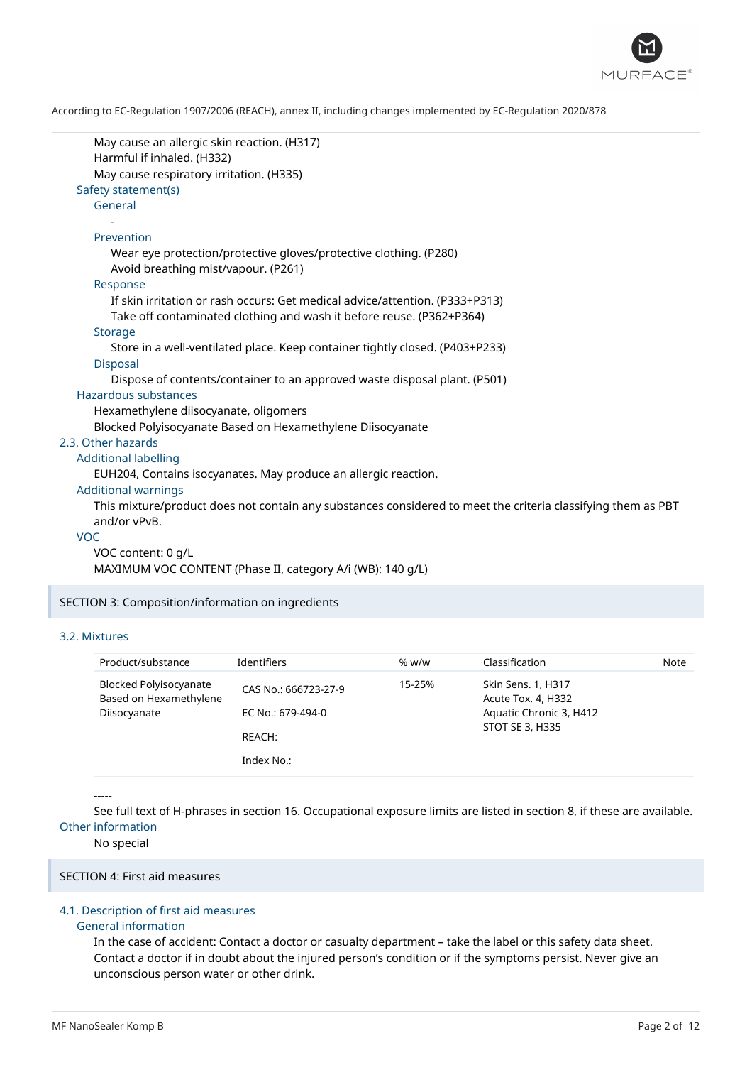May cause an allergic skin reaction. (H317)
Harmful if inhaled. (H332)
May cause respiratory irritation. (H335)

### Safety statement(s)

#### General

-

#### Prevention

Wear eye protection/protective gloves/protective clothing. (P280)
Avoid breathing mist/vapour. (P261)

#### Response

If skin irritation or rash occurs: Get medical advice/attention. (P333+P313)
Take off contaminated clothing and wash it before reuse. (P362+P364)

#### Storage

Store in a well-ventilated place. Keep container tightly closed. (P403+P233)

#### Disposal

Dispose of contents/container to an approved waste disposal plant. (P501)

### Hazardous substances

Hexamethylene diisocyanate, oligomers
Blocked Polyisocyanate Based on Hexamethylene Diisocyanate

## 2.3. Other hazards

### Additional labelling

EUH204, Contains isocyanates. May produce an allergic reaction.

### Additional warnings

This mixture/product does not contain any substances considered to meet the criteria classifying them as PBT and/or vPvB.

### VOC

VOC content: 0 g/L
MAXIMUM VOC CONTENT (Phase II, category A/i (WB): 140 g/L)

# SECTION 3: Composition/information on ingredients

## 3.2. Mixtures

| Product/substance | Identifiers | % w/w | Classification | Note |
|---|---|---|---|---|
| Blocked Polyisocyanate Based on Hexamethylene Diisocyanate | CAS No.: 666723-27-9<br>EC No.: 679-494-0<br>REACH:<br>Index No.: | 15-25% | Skin Sens. 1, H317<br>Acute Tox. 4, H332<br>Aquatic Chronic 3, H412<br>STOT SE 3, H335 | |

-----

See full text of H-phrases in section 16. Occupational exposure limits are listed in section 8, if these are available.

### Other information

No special

# SECTION 4: First aid measures

## 4.1. Description of first aid measures

### General information

In the case of accident: Contact a doctor or casualty department – take the label or this safety data sheet. Contact a doctor if in doubt about the injured person's condition or if the symptoms persist. Never give an unconscious person water or other drink.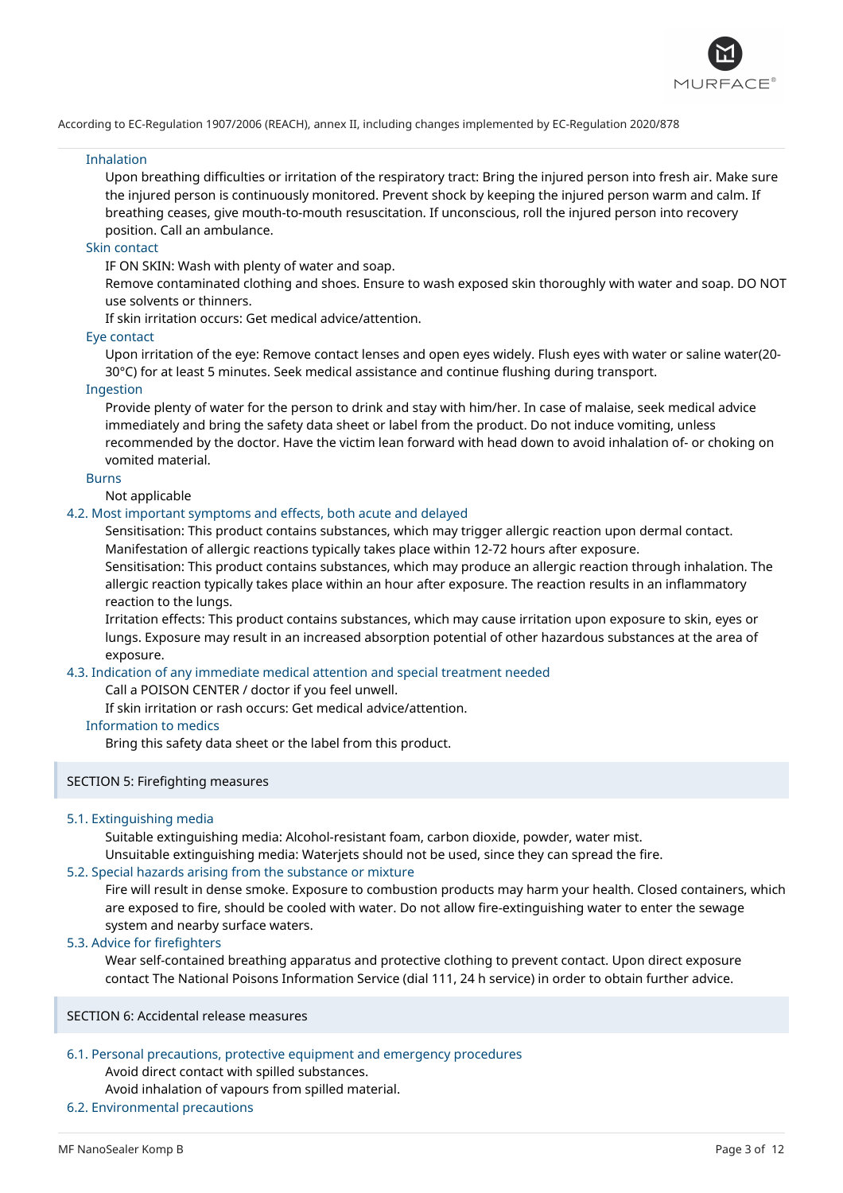#### Inhalation

Upon breathing difficulties or irritation of the respiratory tract: Bring the injured person into fresh air. Make sure the injured person is continuously monitored. Prevent shock by keeping the injured person warm and calm. If breathing ceases, give mouth-to-mouth resuscitation. If unconscious, roll the injured person into recovery position. Call an ambulance.

#### Skin contact

IF ON SKIN: Wash with plenty of water and soap.

Remove contaminated clothing and shoes. Ensure to wash exposed skin thoroughly with water and soap. DO NOT use solvents or thinners.

If skin irritation occurs: Get medical advice/attention.

#### Eye contact

Upon irritation of the eye: Remove contact lenses and open eyes widely. Flush eyes with water or saline water(20-30°C) for at least 5 minutes. Seek medical assistance and continue flushing during transport.

#### Ingestion

Provide plenty of water for the person to drink and stay with him/her. In case of malaise, seek medical advice immediately and bring the safety data sheet or label from the product. Do not induce vomiting, unless recommended by the doctor. Have the victim lean forward with head down to avoid inhalation of- or choking on vomited material.

#### Burns

Not applicable

### 4.2. Most important symptoms and effects, both acute and delayed

Sensitisation: This product contains substances, which may trigger allergic reaction upon dermal contact. Manifestation of allergic reactions typically takes place within 12-72 hours after exposure.

Sensitisation: This product contains substances, which may produce an allergic reaction through inhalation. The allergic reaction typically takes place within an hour after exposure. The reaction results in an inflammatory reaction to the lungs.

Irritation effects: This product contains substances, which may cause irritation upon exposure to skin, eyes or lungs. Exposure may result in an increased absorption potential of other hazardous substances at the area of exposure.

### 4.3. Indication of any immediate medical attention and special treatment needed

Call a POISON CENTER / doctor if you feel unwell.

If skin irritation or rash occurs: Get medical advice/attention.

#### Information to medics

Bring this safety data sheet or the label from this product.

## SECTION 5: Firefighting measures

### 5.1. Extinguishing media

Suitable extinguishing media: Alcohol-resistant foam, carbon dioxide, powder, water mist.

Unsuitable extinguishing media: Waterjets should not be used, since they can spread the fire.

### 5.2. Special hazards arising from the substance or mixture

Fire will result in dense smoke. Exposure to combustion products may harm your health. Closed containers, which are exposed to fire, should be cooled with water. Do not allow fire-extinguishing water to enter the sewage system and nearby surface waters.

### 5.3. Advice for firefighters

Wear self-contained breathing apparatus and protective clothing to prevent contact. Upon direct exposure contact The National Poisons Information Service (dial 111, 24 h service) in order to obtain further advice.

## SECTION 6: Accidental release measures

### 6.1. Personal precautions, protective equipment and emergency procedures

Avoid direct contact with spilled substances.

Avoid inhalation of vapours from spilled material.

### 6.2. Environmental precautions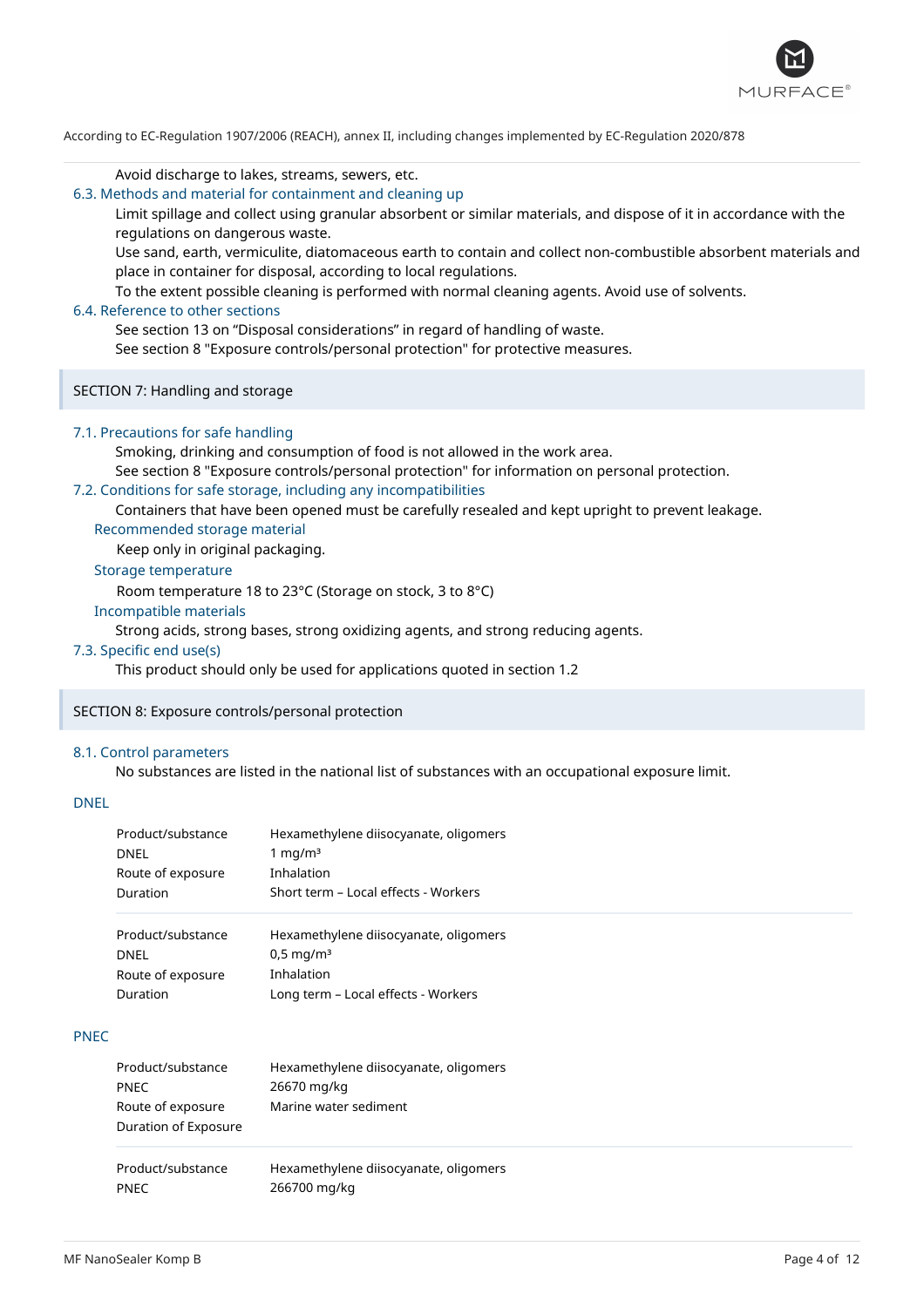Avoid discharge to lakes, streams, sewers, etc.

### 6.3. Methods and material for containment and cleaning up

Limit spillage and collect using granular absorbent or similar materials, and dispose of it in accordance with the regulations on dangerous waste.

Use sand, earth, vermiculite, diatomaceous earth to contain and collect non-combustible absorbent materials and place in container for disposal, according to local regulations.

To the extent possible cleaning is performed with normal cleaning agents. Avoid use of solvents.

### 6.4. Reference to other sections

See section 13 on “Disposal considerations” in regard of handling of waste.

See section 8 "Exposure controls/personal protection" for protective measures.

## SECTION 7: Handling and storage

### 7.1. Precautions for safe handling

Smoking, drinking and consumption of food is not allowed in the work area.

See section 8 "Exposure controls/personal protection" for information on personal protection.

### 7.2. Conditions for safe storage, including any incompatibilities

Containers that have been opened must be carefully resealed and kept upright to prevent leakage.

#### Recommended storage material

Keep only in original packaging.

#### Storage temperature

Room temperature 18 to 23°C (Storage on stock, 3 to 8°C)

#### Incompatible materials

Strong acids, strong bases, strong oxidizing agents, and strong reducing agents.

### 7.3. Specific end use(s)

This product should only be used for applications quoted in section 1.2

## SECTION 8: Exposure controls/personal protection

### 8.1. Control parameters

No substances are listed in the national list of substances with an occupational exposure limit.

#### DNEL

| | |
|---|---|
| Product/substance | Hexamethylene diisocyanate, oligomers |
| DNEL | 1 mg/m³ |
| Route of exposure | Inhalation |
| Duration | Short term – Local effects - Workers |

| | |
|---|---|
| Product/substance | Hexamethylene diisocyanate, oligomers |
| DNEL | 0,5 mg/m³ |
| Route of exposure | Inhalation |
| Duration | Long term – Local effects - Workers |

#### PNEC

| | |
|---|---|
| Product/substance | Hexamethylene diisocyanate, oligomers |
| PNEC | 26670 mg/kg |
| Route of exposure | Marine water sediment |
| Duration of Exposure | |

| | |
|---|---|
| Product/substance | Hexamethylene diisocyanate, oligomers |
| PNEC | 266700 mg/kg |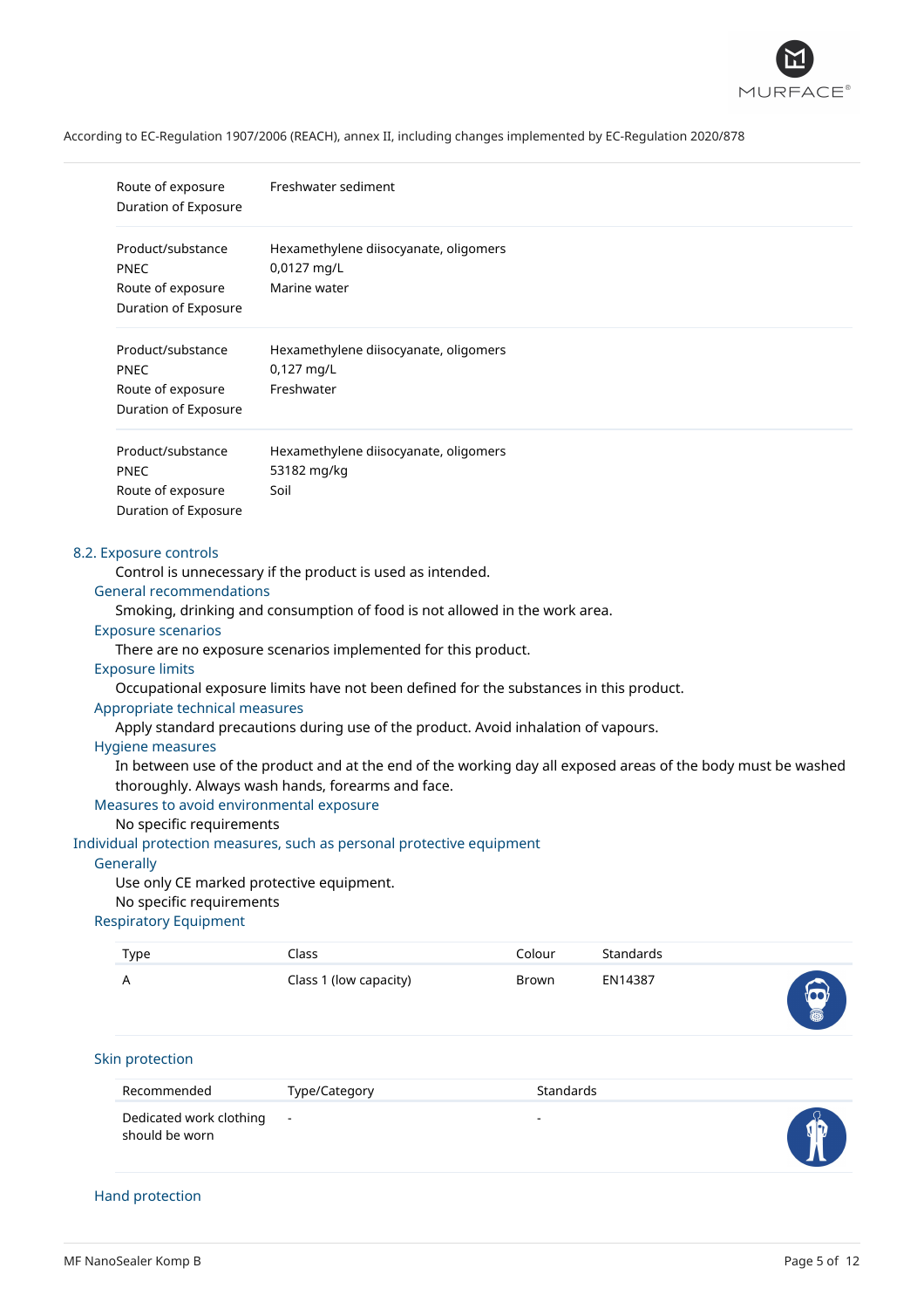According to EC-Regulation 1907/2006 (REACH), annex II, including changes implemented by EC-Regulation 2020/878

| | |
|---|---|
| Route of exposure | Freshwater sediment |
| Duration of Exposure | |

| | |
|---|---|
| Product/substance | Hexamethylene diisocyanate, oligomers |
| PNEC | 0,0127 mg/L |
| Route of exposure | Marine water |
| Duration of Exposure | |

| | |
|---|---|
| Product/substance | Hexamethylene diisocyanate, oligomers |
| PNEC | 0,127 mg/L |
| Route of exposure | Freshwater |
| Duration of Exposure | |

| | |
|---|---|
| Product/substance | Hexamethylene diisocyanate, oligomers |
| PNEC | 53182 mg/kg |
| Route of exposure | Soil |
| Duration of Exposure | |

## 8.2. Exposure controls

Control is unnecessary if the product is used as intended.

### General recommendations

Smoking, drinking and consumption of food is not allowed in the work area.

### Exposure scenarios

There are no exposure scenarios implemented for this product.

### Exposure limits

Occupational exposure limits have not been defined for the substances in this product.

### Appropriate technical measures

Apply standard precautions during use of the product. Avoid inhalation of vapours.

### Hygiene measures

In between use of the product and at the end of the working day all exposed areas of the body must be washed thoroughly. Always wash hands, forearms and face.

### Measures to avoid environmental exposure

No specific requirements

## Individual protection measures, such as personal protective equipment

### Generally

Use only CE marked protective equipment.

No specific requirements

### Respiratory Equipment

| Type | Class | Colour | Standards |
|---|---|---|---|
| A | Class 1 (low capacity) | Brown | EN14387 |

### Skin protection

| Recommended | Type/Category | Standards |
|---|---|---|
| Dedicated work clothing should be worn | - | - |

### Hand protection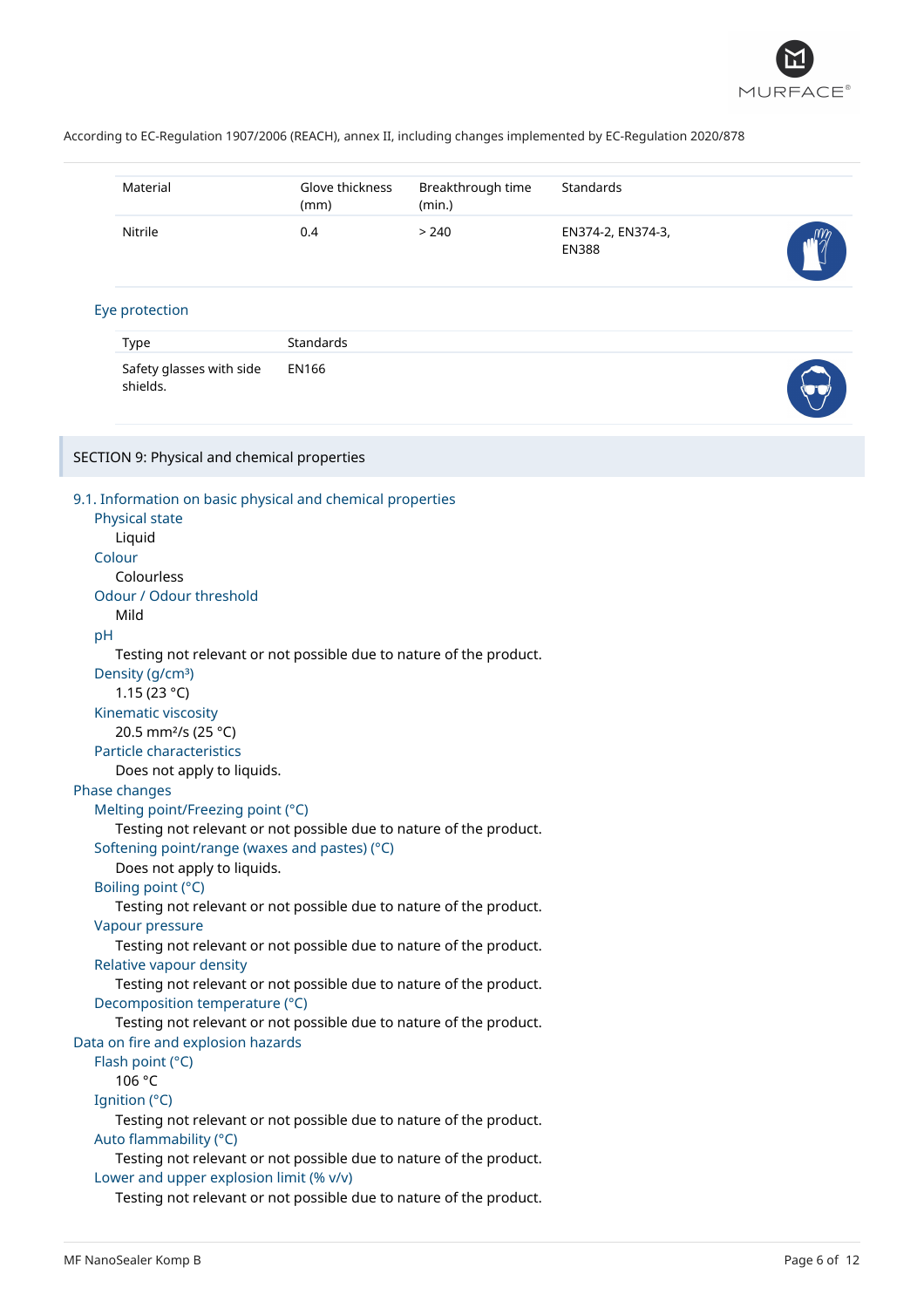According to EC-Regulation 1907/2006 (REACH), annex II, including changes implemented by EC-Regulation 2020/878

| Material | Glove thickness (mm) | Breakthrough time (min.) | Standards |
|---|---|---|---|
| Nitrile | 0.4 | > 240 | EN374-2, EN374-3, EN388 |

### Eye protection

| Type | Standards |
|---|---|
| Safety glasses with side shields. | EN166 |

## SECTION 9: Physical and chemical properties

### 9.1. Information on basic physical and chemical properties

**Physical state**
Liquid

**Colour**
Colourless

**Odour / Odour threshold**
Mild

**pH**
Testing not relevant or not possible due to nature of the product.

**Density (g/cm³)**
1.15 (23 °C)

**Kinematic viscosity**
20.5 mm²/s (25 °C)

**Particle characteristics**
Does not apply to liquids.

### Phase changes

**Melting point/Freezing point (°C)**
Testing not relevant or not possible due to nature of the product.

**Softening point/range (waxes and pastes) (°C)**
Does not apply to liquids.

**Boiling point (°C)**
Testing not relevant or not possible due to nature of the product.

**Vapour pressure**
Testing not relevant or not possible due to nature of the product.

**Relative vapour density**
Testing not relevant or not possible due to nature of the product.

**Decomposition temperature (°C)**
Testing not relevant or not possible due to nature of the product.

### Data on fire and explosion hazards

**Flash point (°C)**
106 °C

**Ignition (°C)**
Testing not relevant or not possible due to nature of the product.

**Auto flammability (°C)**
Testing not relevant or not possible due to nature of the product.

**Lower and upper explosion limit (% v/v)**
Testing not relevant or not possible due to nature of the product.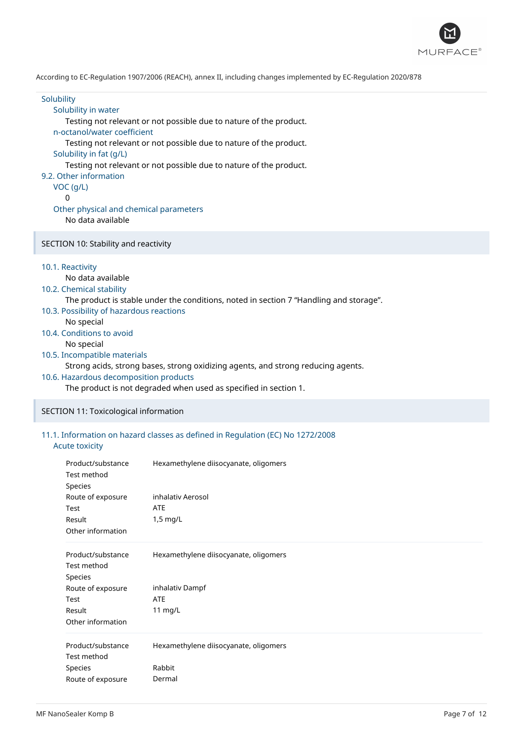According to EC-Regulation 1907/2006 (REACH), annex II, including changes implemented by EC-Regulation 2020/878

### Solubility

#### Solubility in water

Testing not relevant or not possible due to nature of the product.

#### n-octanol/water coefficient

Testing not relevant or not possible due to nature of the product.

#### Solubility in fat (g/L)

Testing not relevant or not possible due to nature of the product.

### 9.2. Other information

#### VOC (g/L)

0

#### Other physical and chemical parameters

No data available

## SECTION 10: Stability and reactivity

### 10.1. Reactivity

No data available

### 10.2. Chemical stability

The product is stable under the conditions, noted in section 7 "Handling and storage".

### 10.3. Possibility of hazardous reactions

No special

### 10.4. Conditions to avoid

No special

### 10.5. Incompatible materials

Strong acids, strong bases, strong oxidizing agents, and strong reducing agents.

### 10.6. Hazardous decomposition products

The product is not degraded when used as specified in section 1.

## SECTION 11: Toxicological information

### 11.1. Information on hazard classes as defined in Regulation (EC) No 1272/2008

#### Acute toxicity

| | |
|---|---|
| Product/substance | Hexamethylene diisocyanate, oligomers |
| Test method | |
| Species | |
| Route of exposure | inhalativ Aerosol |
| Test | ATE |
| Result | 1,5 mg/L |
| Other information | |

| | |
|---|---|
| Product/substance | Hexamethylene diisocyanate, oligomers |
| Test method | |
| Species | |
| Route of exposure | inhalativ Dampf |
| Test | ATE |
| Result | 11 mg/L |
| Other information | |

| | |
|---|---|
| Product/substance | Hexamethylene diisocyanate, oligomers |
| Test method | |
| Species | Rabbit |
| Route of exposure | Dermal |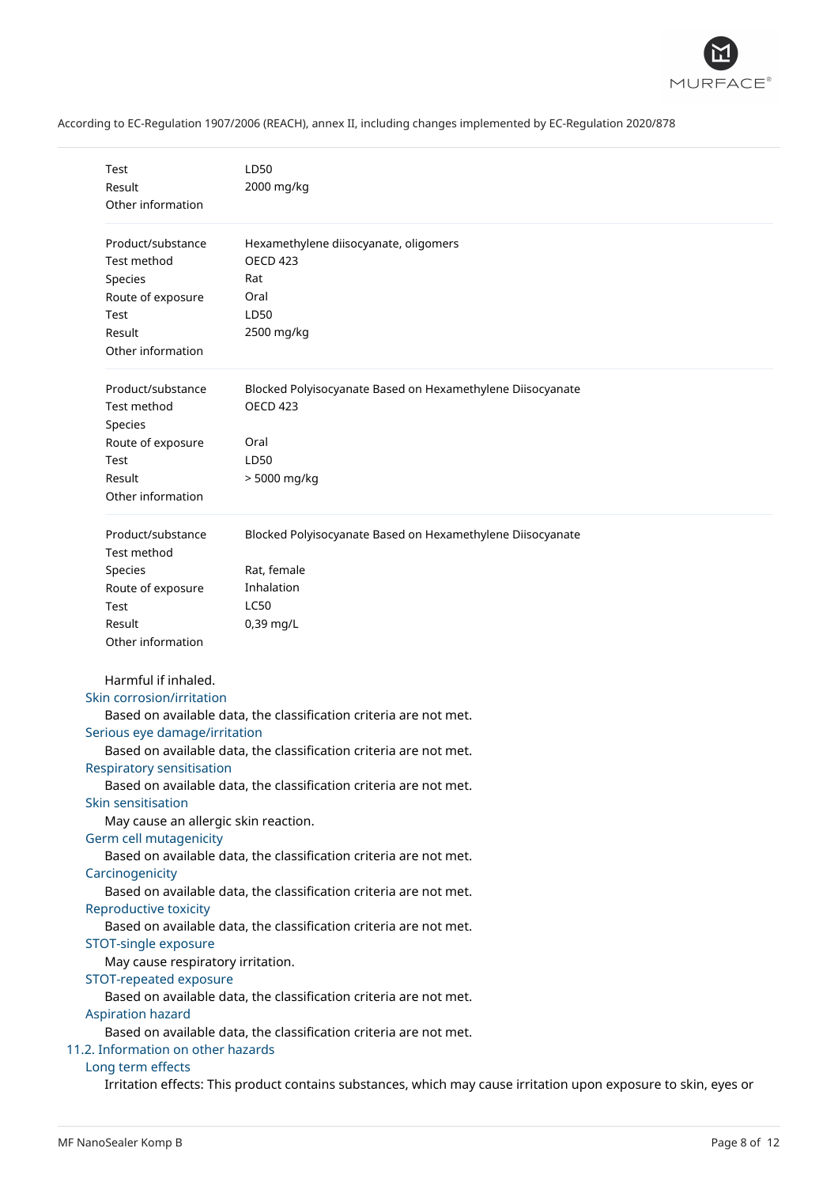| | |
|---|---|
| Test | LD50 |
| Result | 2000 mg/kg |
| Other information | |

| | |
|---|---|
| Product/substance | Hexamethylene diisocyanate, oligomers |
| Test method | OECD 423 |
| Species | Rat |
| Route of exposure | Oral |
| Test | LD50 |
| Result | 2500 mg/kg |
| Other information | |

| | |
|---|---|
| Product/substance | Blocked Polyisocyanate Based on Hexamethylene Diisocyanate |
| Test method | OECD 423 |
| Species | |
| Route of exposure | Oral |
| Test | LD50 |
| Result | > 5000 mg/kg |
| Other information | |

| | |
|---|---|
| Product/substance | Blocked Polyisocyanate Based on Hexamethylene Diisocyanate |
| Test method | |
| Species | Rat, female |
| Route of exposure | Inhalation |
| Test | LC50 |
| Result | 0,39 mg/L |
| Other information | |

Harmful if inhaled.

#### Skin corrosion/irritation

Based on available data, the classification criteria are not met.

#### Serious eye damage/irritation

Based on available data, the classification criteria are not met.

#### Respiratory sensitisation

Based on available data, the classification criteria are not met.

#### Skin sensitisation

May cause an allergic skin reaction.

#### Germ cell mutagenicity

Based on available data, the classification criteria are not met.

#### Carcinogenicity

Based on available data, the classification criteria are not met.

#### Reproductive toxicity

Based on available data, the classification criteria are not met.

#### STOT-single exposure

May cause respiratory irritation.

#### STOT-repeated exposure

Based on available data, the classification criteria are not met.

#### Aspiration hazard

Based on available data, the classification criteria are not met.

### 11.2. Information on other hazards

#### Long term effects

Irritation effects: This product contains substances, which may cause irritation upon exposure to skin, eyes or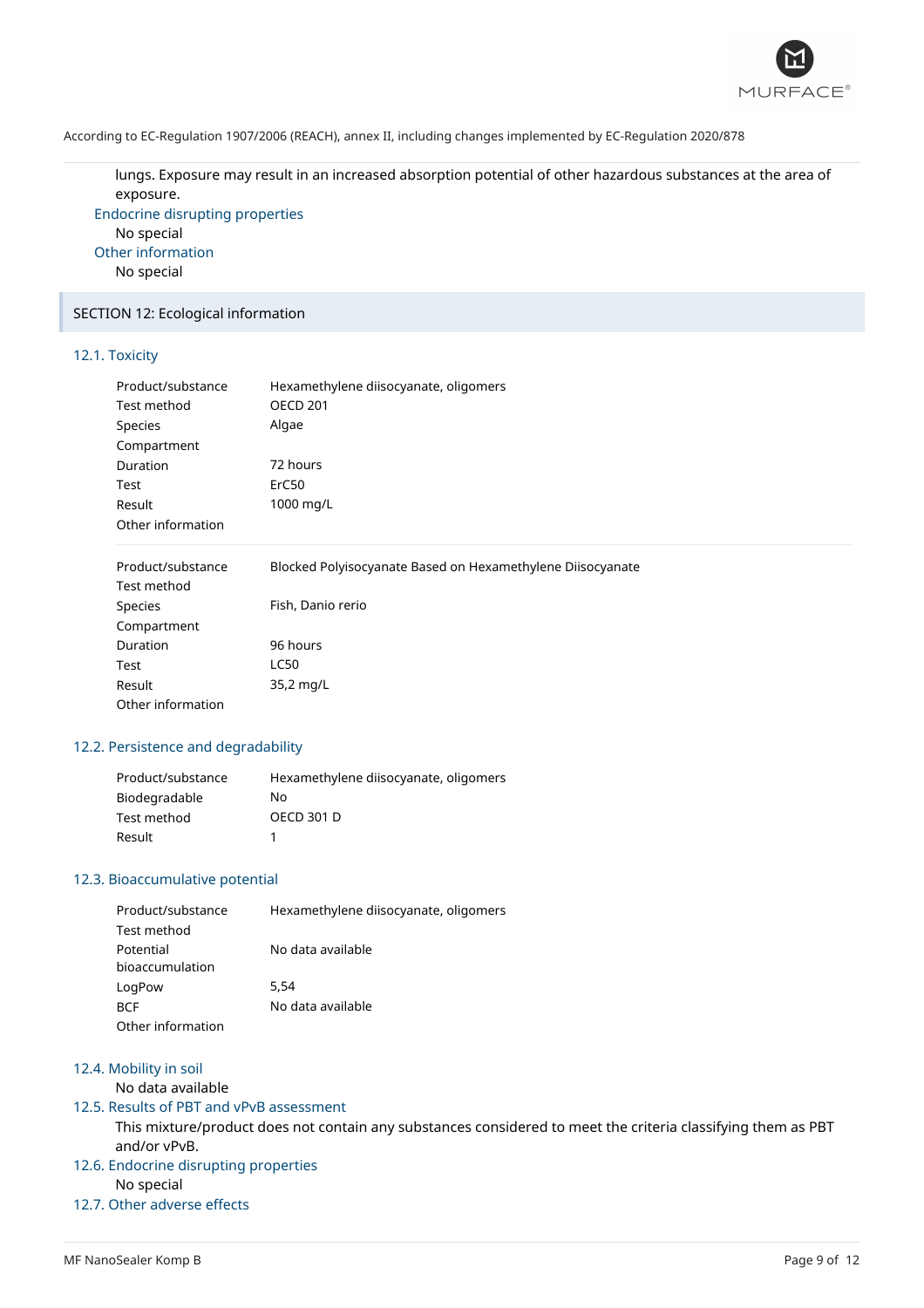lungs. Exposure may result in an increased absorption potential of other hazardous substances at the area of exposure.

Endocrine disrupting properties

No special

Other information

No special

## SECTION 12: Ecological information

### 12.1. Toxicity

| | |
|---|---|
| Product/substance | Hexamethylene diisocyanate, oligomers |
| Test method | OECD 201 |
| Species | Algae |
| Compartment | |
| Duration | 72 hours |
| Test | ErC50 |
| Result | 1000 mg/L |
| Other information | |

| | |
|---|---|
| Product/substance | Blocked Polyisocyanate Based on Hexamethylene Diisocyanate |
| Test method | |
| Species | Fish, Danio rerio |
| Compartment | |
| Duration | 96 hours |
| Test | LC50 |
| Result | 35,2 mg/L |
| Other information | |

### 12.2. Persistence and degradability

| | |
|---|---|
| Product/substance | Hexamethylene diisocyanate, oligomers |
| Biodegradable | No |
| Test method | OECD 301 D |
| Result | 1 |

### 12.3. Bioaccumulative potential

| | |
|---|---|
| Product/substance | Hexamethylene diisocyanate, oligomers |
| Test method | |
| Potential bioaccumulation | No data available |
| LogPow | 5,54 |
| BCF | No data available |
| Other information | |

### 12.4. Mobility in soil

No data available

### 12.5. Results of PBT and vPvB assessment

This mixture/product does not contain any substances considered to meet the criteria classifying them as PBT and/or vPvB.

### 12.6. Endocrine disrupting properties

No special

### 12.7. Other adverse effects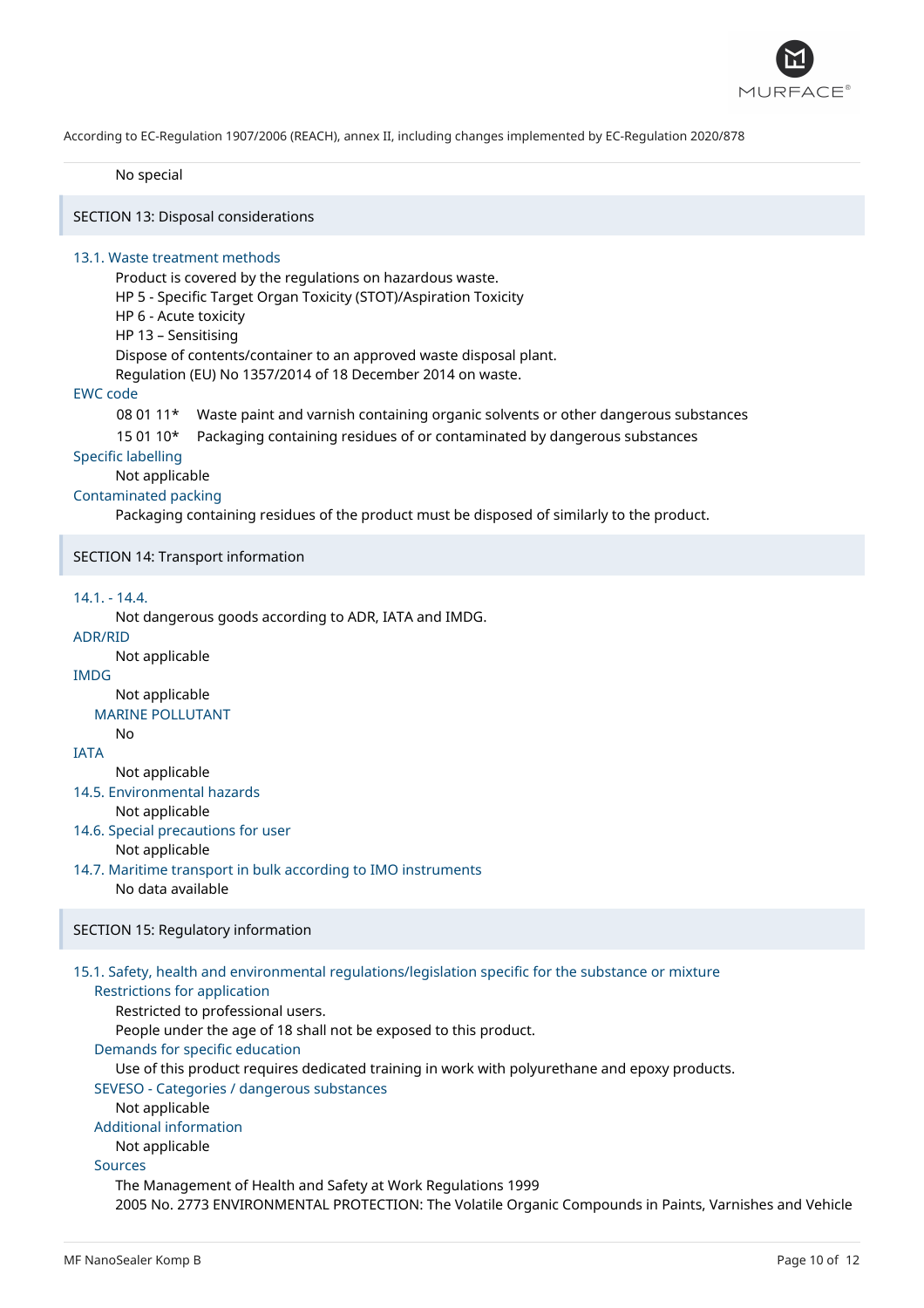No special

## SECTION 13: Disposal considerations

### 13.1. Waste treatment methods

Product is covered by the regulations on hazardous waste.
HP 5 - Specific Target Organ Toxicity (STOT)/Aspiration Toxicity
HP 6 - Acute toxicity
HP 13 – Sensitising
Dispose of contents/container to an approved waste disposal plant.
Regulation (EU) No 1357/2014 of 18 December 2014 on waste.

### EWC code

| | |
|---|---|
| 08 01 11* | Waste paint and varnish containing organic solvents or other dangerous substances |
| 15 01 10* | Packaging containing residues of or contaminated by dangerous substances |

### Specific labelling

Not applicable

### Contaminated packing

Packaging containing residues of the product must be disposed of similarly to the product.

## SECTION 14: Transport information

### 14.1. - 14.4.

Not dangerous goods according to ADR, IATA and IMDG.

### ADR/RID

Not applicable

### IMDG

Not applicable

#### MARINE POLLUTANT

No

### IATA

Not applicable

### 14.5. Environmental hazards

Not applicable

### 14.6. Special precautions for user

Not applicable

### 14.7. Maritime transport in bulk according to IMO instruments

No data available

## SECTION 15: Regulatory information

### 15.1. Safety, health and environmental regulations/legislation specific for the substance or mixture

#### Restrictions for application

Restricted to professional users.
People under the age of 18 shall not be exposed to this product.

#### Demands for specific education

Use of this product requires dedicated training in work with polyurethane and epoxy products.

#### SEVESO - Categories / dangerous substances

Not applicable

#### Additional information

Not applicable

#### Sources

The Management of Health and Safety at Work Regulations 1999
2005 No. 2773 ENVIRONMENTAL PROTECTION: The Volatile Organic Compounds in Paints, Varnishes and Vehicle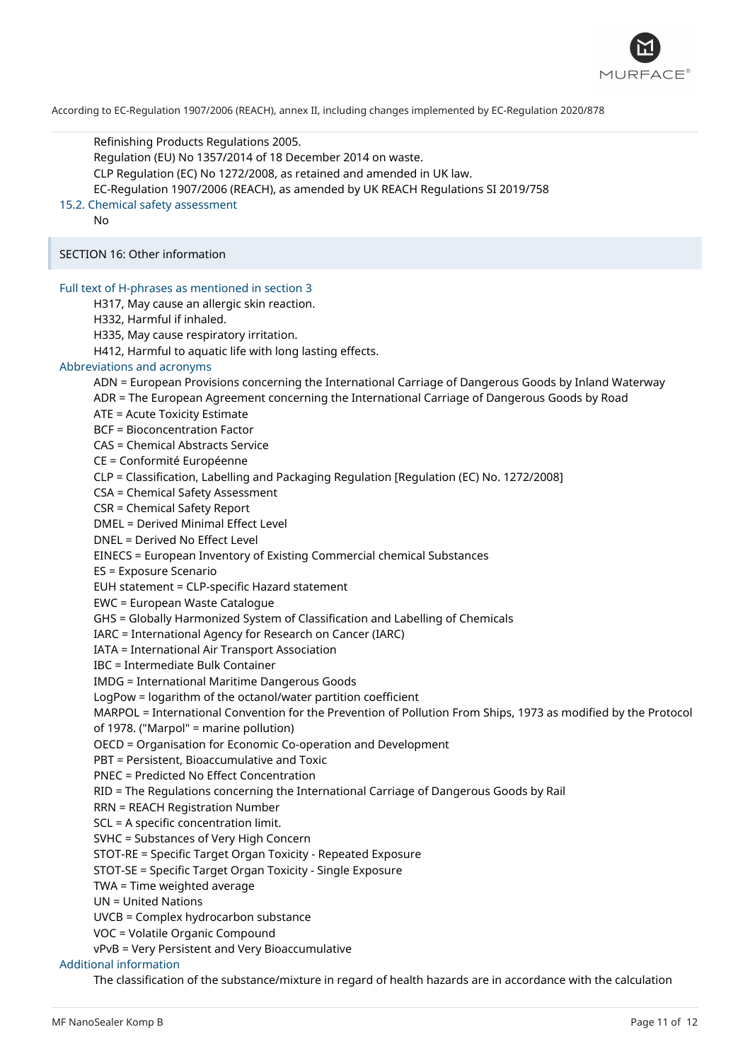Refinishing Products Regulations 2005.
Regulation (EU) No 1357/2014 of 18 December 2014 on waste.
CLP Regulation (EC) No 1272/2008, as retained and amended in UK law.
EC-Regulation 1907/2006 (REACH), as amended by UK REACH Regulations SI 2019/758

### 15.2. Chemical safety assessment

No

## SECTION 16: Other information

### Full text of H-phrases as mentioned in section 3

H317, May cause an allergic skin reaction.
H332, Harmful if inhaled.
H335, May cause respiratory irritation.
H412, Harmful to aquatic life with long lasting effects.

### Abbreviations and acronyms

ADN = European Provisions concerning the International Carriage of Dangerous Goods by Inland Waterway
ADR = The European Agreement concerning the International Carriage of Dangerous Goods by Road
ATE = Acute Toxicity Estimate
BCF = Bioconcentration Factor
CAS = Chemical Abstracts Service
CE = Conformité Européenne
CLP = Classification, Labelling and Packaging Regulation [Regulation (EC) No. 1272/2008]
CSA = Chemical Safety Assessment
CSR = Chemical Safety Report
DMEL = Derived Minimal Effect Level
DNEL = Derived No Effect Level
EINECS = European Inventory of Existing Commercial chemical Substances
ES = Exposure Scenario
EUH statement = CLP-specific Hazard statement
EWC = European Waste Catalogue
GHS = Globally Harmonized System of Classification and Labelling of Chemicals
IARC = International Agency for Research on Cancer (IARC)
IATA = International Air Transport Association
IBC = Intermediate Bulk Container
IMDG = International Maritime Dangerous Goods
LogPow = logarithm of the octanol/water partition coefficient
MARPOL = International Convention for the Prevention of Pollution From Ships, 1973 as modified by the Protocol of 1978. ("Marpol" = marine pollution)
OECD = Organisation for Economic Co-operation and Development
PBT = Persistent, Bioaccumulative and Toxic
PNEC = Predicted No Effect Concentration
RID = The Regulations concerning the International Carriage of Dangerous Goods by Rail
RRN = REACH Registration Number
SCL = A specific concentration limit.
SVHC = Substances of Very High Concern
STOT-RE = Specific Target Organ Toxicity - Repeated Exposure
STOT-SE = Specific Target Organ Toxicity - Single Exposure
TWA = Time weighted average
UN = United Nations
UVCB = Complex hydrocarbon substance
VOC = Volatile Organic Compound
vPvB = Very Persistent and Very Bioaccumulative

### Additional information

The classification of the substance/mixture in regard of health hazards are in accordance with the calculation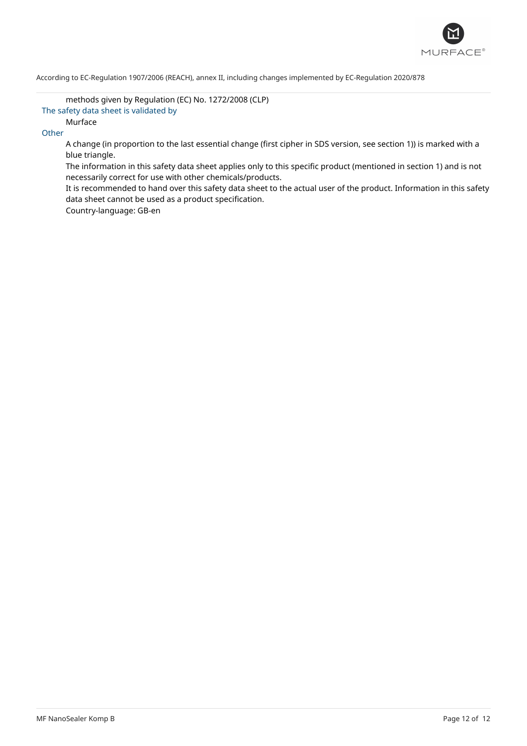methods given by Regulation (EC) No. 1272/2008 (CLP)

The safety data sheet is validated by

Murface

Other

A change (in proportion to the last essential change (first cipher in SDS version, see section 1)) is marked with a blue triangle.

The information in this safety data sheet applies only to this specific product (mentioned in section 1) and is not necessarily correct for use with other chemicals/products.

It is recommended to hand over this safety data sheet to the actual user of the product. Information in this safety data sheet cannot be used as a product specification.

Country-language: GB-en